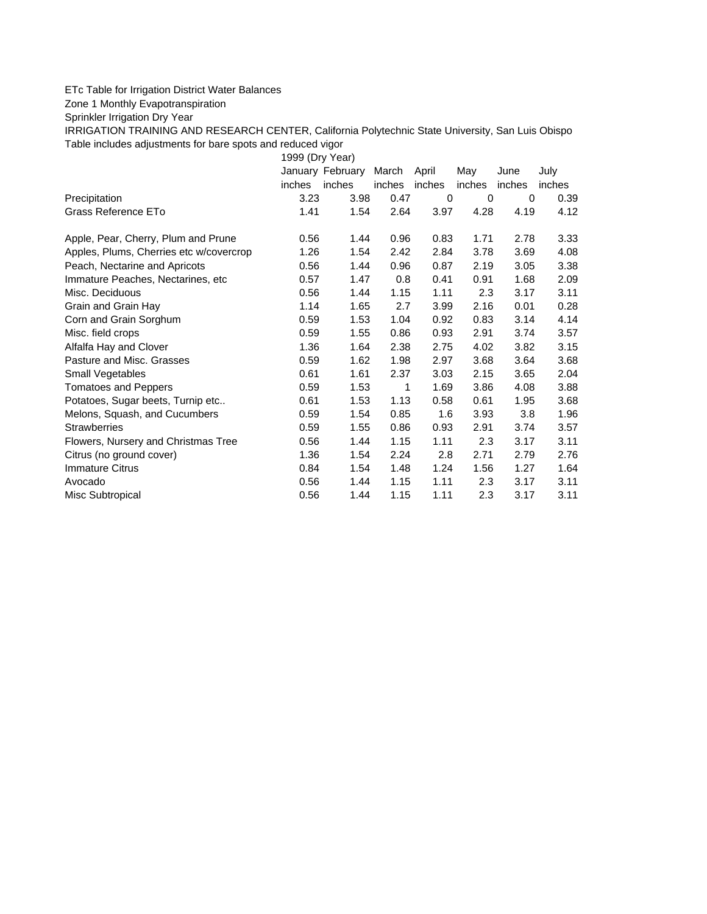ETc Table for Irrigation District Water Balances

Zone 1 Monthly Evapotranspiration

Sprinkler Irrigation Dry Year

IRRIGATION TRAINING AND RESEARCH CENTER, California Polytechnic State University, San Luis Obispo

Table includes adjustments for bare spots and reduced vigor

| | 1999 (Dry Year) | | | | | | |
|---|---|---|---|---|---|---|---|
| | January | February | March | April | May | June | July |
| | inches | inches | inches | inches | inches | inches | inches |
| Precipitation | 3.23 | 3.98 | 0.47 | 0 | 0 | 0 | 0.39 |
| Grass Reference ETo | 1.41 | 1.54 | 2.64 | 3.97 | 4.28 | 4.19 | 4.12 |
| | | | | | | | |
| Apple, Pear, Cherry, Plum and Prune | 0.56 | 1.44 | 0.96 | 0.83 | 1.71 | 2.78 | 3.33 |
| Apples, Plums, Cherries etc w/covercrop | 1.26 | 1.54 | 2.42 | 2.84 | 3.78 | 3.69 | 4.08 |
| Peach, Nectarine and Apricots | 0.56 | 1.44 | 0.96 | 0.87 | 2.19 | 3.05 | 3.38 |
| Immature Peaches, Nectarines, etc | 0.57 | 1.47 | 0.8 | 0.41 | 0.91 | 1.68 | 2.09 |
| Misc. Deciduous | 0.56 | 1.44 | 1.15 | 1.11 | 2.3 | 3.17 | 3.11 |
| Grain and Grain Hay | 1.14 | 1.65 | 2.7 | 3.99 | 2.16 | 0.01 | 0.28 |
| Corn and Grain Sorghum | 0.59 | 1.53 | 1.04 | 0.92 | 0.83 | 3.14 | 4.14 |
| Misc. field crops | 0.59 | 1.55 | 0.86 | 0.93 | 2.91 | 3.74 | 3.57 |
| Alfalfa Hay and Clover | 1.36 | 1.64 | 2.38 | 2.75 | 4.02 | 3.82 | 3.15 |
| Pasture and Misc. Grasses | 0.59 | 1.62 | 1.98 | 2.97 | 3.68 | 3.64 | 3.68 |
| Small Vegetables | 0.61 | 1.61 | 2.37 | 3.03 | 2.15 | 3.65 | 2.04 |
| Tomatoes and Peppers | 0.59 | 1.53 | 1 | 1.69 | 3.86 | 4.08 | 3.88 |
| Potatoes, Sugar beets, Turnip etc.. | 0.61 | 1.53 | 1.13 | 0.58 | 0.61 | 1.95 | 3.68 |
| Melons, Squash, and Cucumbers | 0.59 | 1.54 | 0.85 | 1.6 | 3.93 | 3.8 | 1.96 |
| Strawberries | 0.59 | 1.55 | 0.86 | 0.93 | 2.91 | 3.74 | 3.57 |
| Flowers, Nursery and Christmas Tree | 0.56 | 1.44 | 1.15 | 1.11 | 2.3 | 3.17 | 3.11 |
| Citrus (no ground cover) | 1.36 | 1.54 | 2.24 | 2.8 | 2.71 | 2.79 | 2.76 |
| Immature Citrus | 0.84 | 1.54 | 1.48 | 1.24 | 1.56 | 1.27 | 1.64 |
| Avocado | 0.56 | 1.44 | 1.15 | 1.11 | 2.3 | 3.17 | 3.11 |
| Misc Subtropical | 0.56 | 1.44 | 1.15 | 1.11 | 2.3 | 3.17 | 3.11 |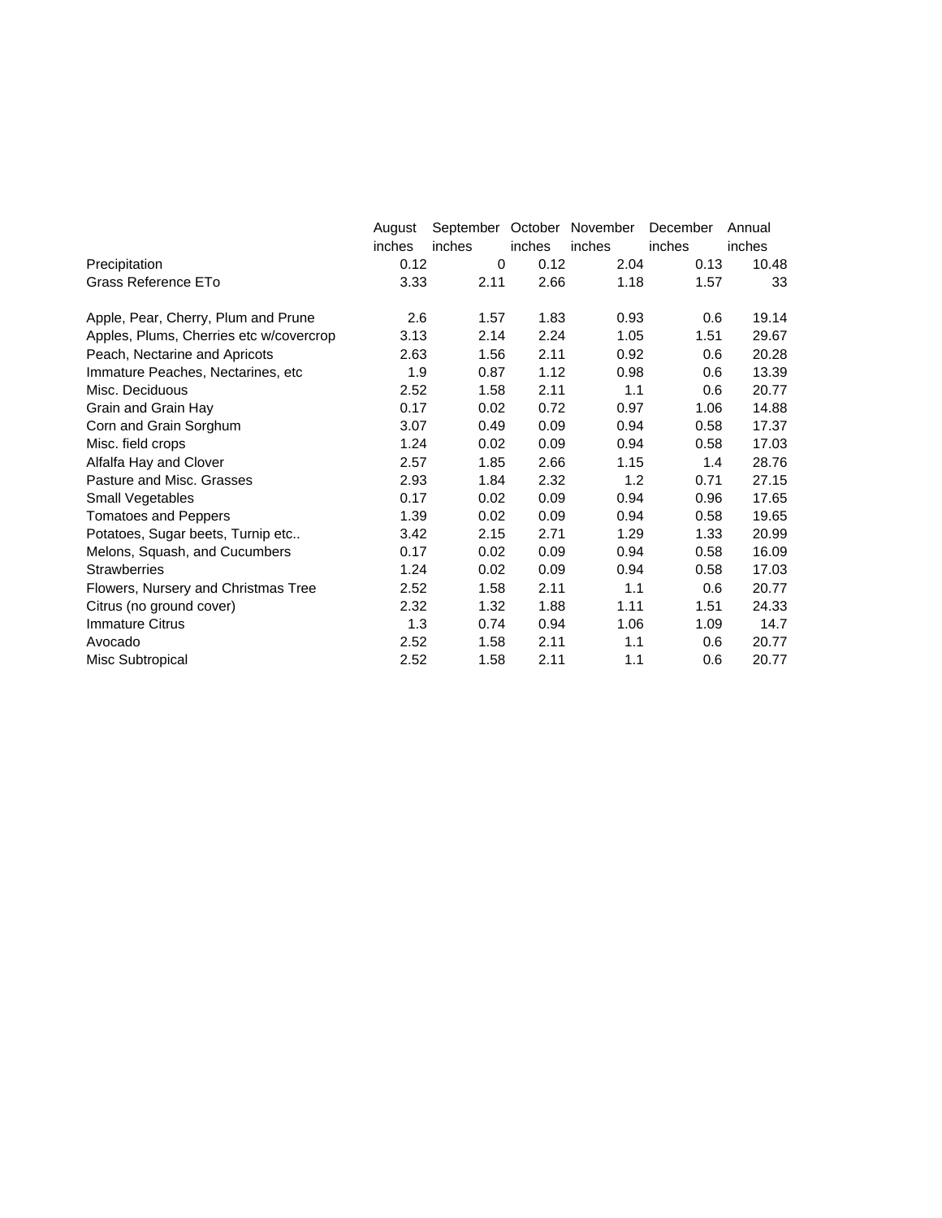| | August inches | September inches | October inches | November inches | December inches | Annual inches |
|---|---|---|---|---|---|---|
| Precipitation | 0.12 | 0 | 0.12 | 2.04 | 0.13 | 10.48 |
| Grass Reference ETo | 3.33 | 2.11 | 2.66 | 1.18 | 1.57 | 33 |
| | | | | | | |
| Apple, Pear, Cherry, Plum and Prune | 2.6 | 1.57 | 1.83 | 0.93 | 0.6 | 19.14 |
| Apples, Plums, Cherries etc w/covercrop | 3.13 | 2.14 | 2.24 | 1.05 | 1.51 | 29.67 |
| Peach, Nectarine and Apricots | 2.63 | 1.56 | 2.11 | 0.92 | 0.6 | 20.28 |
| Immature Peaches, Nectarines, etc | 1.9 | 0.87 | 1.12 | 0.98 | 0.6 | 13.39 |
| Misc. Deciduous | 2.52 | 1.58 | 2.11 | 1.1 | 0.6 | 20.77 |
| Grain and Grain Hay | 0.17 | 0.02 | 0.72 | 0.97 | 1.06 | 14.88 |
| Corn and Grain Sorghum | 3.07 | 0.49 | 0.09 | 0.94 | 0.58 | 17.37 |
| Misc. field crops | 1.24 | 0.02 | 0.09 | 0.94 | 0.58 | 17.03 |
| Alfalfa Hay and Clover | 2.57 | 1.85 | 2.66 | 1.15 | 1.4 | 28.76 |
| Pasture and Misc. Grasses | 2.93 | 1.84 | 2.32 | 1.2 | 0.71 | 27.15 |
| Small Vegetables | 0.17 | 0.02 | 0.09 | 0.94 | 0.96 | 17.65 |
| Tomatoes and Peppers | 1.39 | 0.02 | 0.09 | 0.94 | 0.58 | 19.65 |
| Potatoes, Sugar beets, Turnip etc.. | 3.42 | 2.15 | 2.71 | 1.29 | 1.33 | 20.99 |
| Melons, Squash, and Cucumbers | 0.17 | 0.02 | 0.09 | 0.94 | 0.58 | 16.09 |
| Strawberries | 1.24 | 0.02 | 0.09 | 0.94 | 0.58 | 17.03 |
| Flowers, Nursery and Christmas Tree | 2.52 | 1.58 | 2.11 | 1.1 | 0.6 | 20.77 |
| Citrus (no ground cover) | 2.32 | 1.32 | 1.88 | 1.11 | 1.51 | 24.33 |
| Immature Citrus | 1.3 | 0.74 | 0.94 | 1.06 | 1.09 | 14.7 |
| Avocado | 2.52 | 1.58 | 2.11 | 1.1 | 0.6 | 20.77 |
| Misc Subtropical | 2.52 | 1.58 | 2.11 | 1.1 | 0.6 | 20.77 |